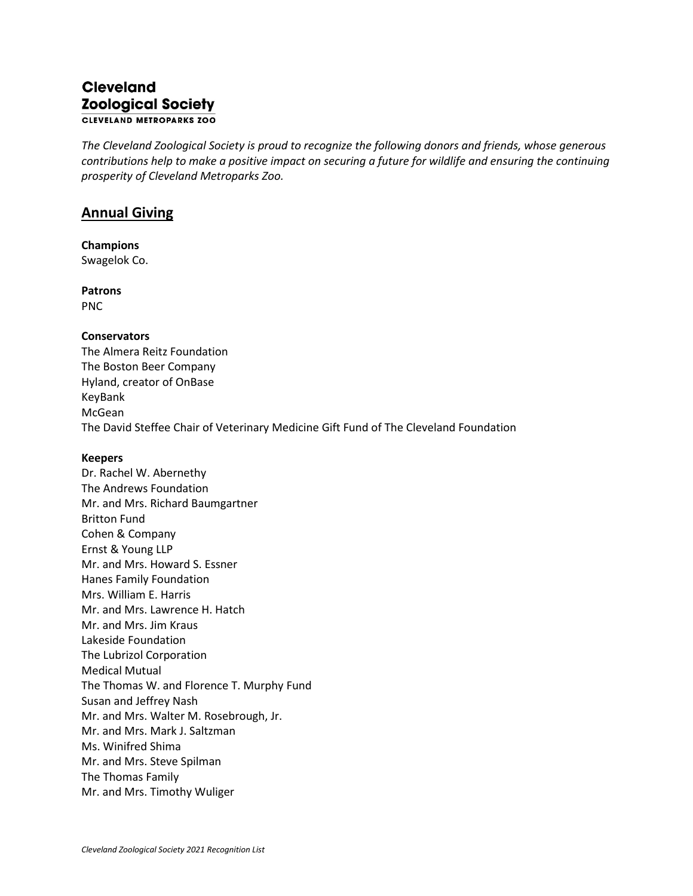# Cleveland Zoological Society

CLEVELAND METROPARKS ZOO

*The Cleveland Zoological Society is proud to recognize the following donors and friends, whose generous contributions help to make a positive impact on securing a future for wildlife and ensuring the continuing prosperity of Cleveland Metroparks Zoo.*

## Annual Giving

**Champions**
Swagelok Co.

**Patrons**
PNC

**Conservators**
The Almera Reitz Foundation
The Boston Beer Company
Hyland, creator of OnBase
KeyBank
McGean
The David Steffee Chair of Veterinary Medicine Gift Fund of The Cleveland Foundation

**Keepers**
Dr. Rachel W. Abernethy
The Andrews Foundation
Mr. and Mrs. Richard Baumgartner
Britton Fund
Cohen & Company
Ernst & Young LLP
Mr. and Mrs. Howard S. Essner
Hanes Family Foundation
Mrs. William E. Harris
Mr. and Mrs. Lawrence H. Hatch
Mr. and Mrs. Jim Kraus
Lakeside Foundation
The Lubrizol Corporation
Medical Mutual
The Thomas W. and Florence T. Murphy Fund
Susan and Jeffrey Nash
Mr. and Mrs. Walter M. Rosebrough, Jr.
Mr. and Mrs. Mark J. Saltzman
Ms. Winifred Shima
Mr. and Mrs. Steve Spilman
The Thomas Family
Mr. and Mrs. Timothy Wuliger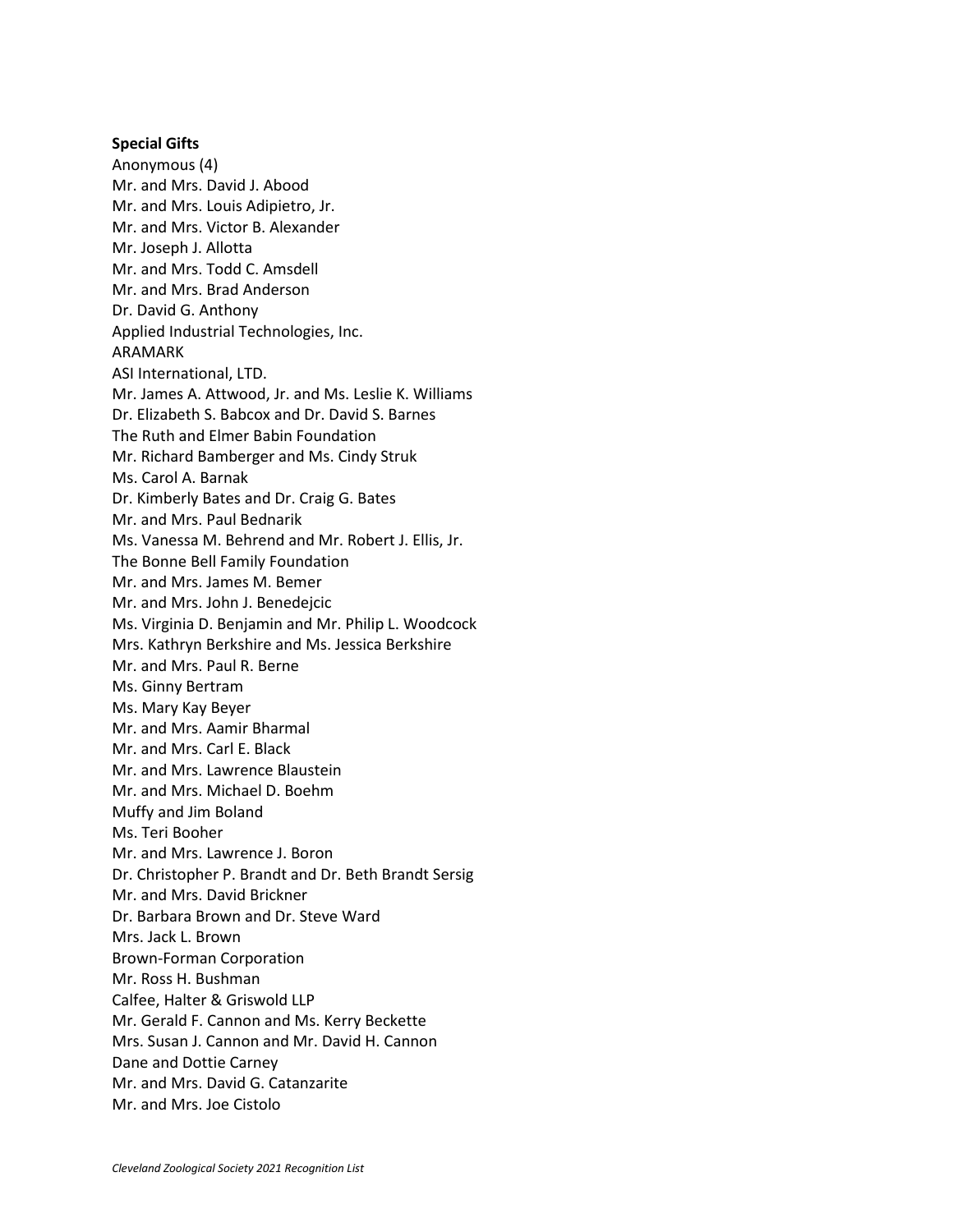**Special Gifts**

Anonymous (4)
Mr. and Mrs. David J. Abood
Mr. and Mrs. Louis Adipietro, Jr.
Mr. and Mrs. Victor B. Alexander
Mr. Joseph J. Allotta
Mr. and Mrs. Todd C. Amsdell
Mr. and Mrs. Brad Anderson
Dr. David G. Anthony
Applied Industrial Technologies, Inc.
ARAMARK
ASI International, LTD.
Mr. James A. Attwood, Jr. and Ms. Leslie K. Williams
Dr. Elizabeth S. Babcox and Dr. David S. Barnes
The Ruth and Elmer Babin Foundation
Mr. Richard Bamberger and Ms. Cindy Struk
Ms. Carol A. Barnak
Dr. Kimberly Bates and Dr. Craig G. Bates
Mr. and Mrs. Paul Bednarik
Ms. Vanessa M. Behrend and Mr. Robert J. Ellis, Jr.
The Bonne Bell Family Foundation
Mr. and Mrs. James M. Bemer
Mr. and Mrs. John J. Benedejcic
Ms. Virginia D. Benjamin and Mr. Philip L. Woodcock
Mrs. Kathryn Berkshire and Ms. Jessica Berkshire
Mr. and Mrs. Paul R. Berne
Ms. Ginny Bertram
Ms. Mary Kay Beyer
Mr. and Mrs. Aamir Bharmal
Mr. and Mrs. Carl E. Black
Mr. and Mrs. Lawrence Blaustein
Mr. and Mrs. Michael D. Boehm
Muffy and Jim Boland
Ms. Teri Booher
Mr. and Mrs. Lawrence J. Boron
Dr. Christopher P. Brandt and Dr. Beth Brandt Sersig
Mr. and Mrs. David Brickner
Dr. Barbara Brown and Dr. Steve Ward
Mrs. Jack L. Brown
Brown-Forman Corporation
Mr. Ross H. Bushman
Calfee, Halter & Griswold LLP
Mr. Gerald F. Cannon and Ms. Kerry Beckette
Mrs. Susan J. Cannon and Mr. David H. Cannon
Dane and Dottie Carney
Mr. and Mrs. David G. Catanzarite
Mr. and Mrs. Joe Cistolo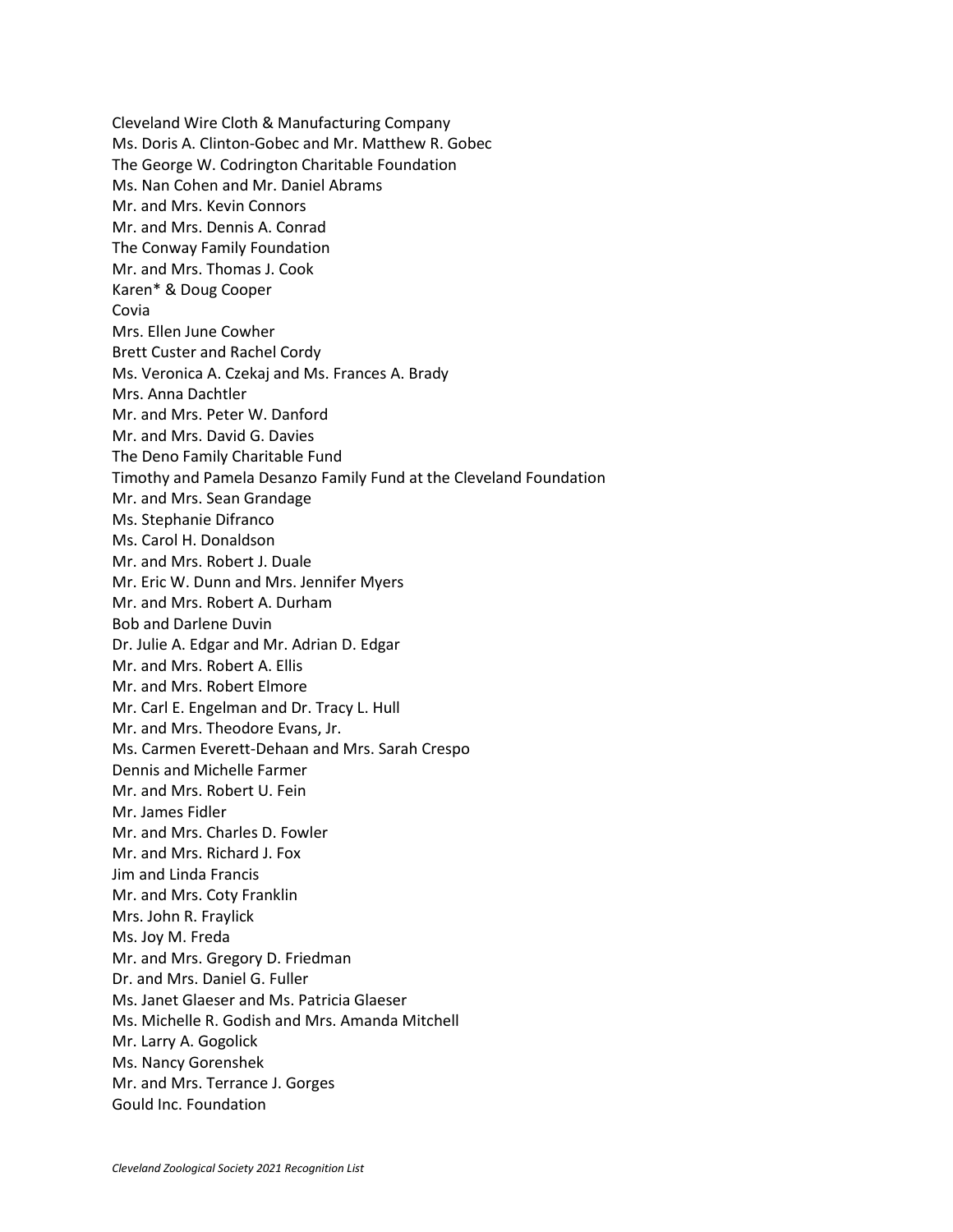Cleveland Wire Cloth & Manufacturing Company
Ms. Doris A. Clinton-Gobec and Mr. Matthew R. Gobec
The George W. Codrington Charitable Foundation
Ms. Nan Cohen and Mr. Daniel Abrams
Mr. and Mrs. Kevin Connors
Mr. and Mrs. Dennis A. Conrad
The Conway Family Foundation
Mr. and Mrs. Thomas J. Cook
Karen* & Doug Cooper
Covia
Mrs. Ellen June Cowher
Brett Custer and Rachel Cordy
Ms. Veronica A. Czekaj and Ms. Frances A. Brady
Mrs. Anna Dachtler
Mr. and Mrs. Peter W. Danford
Mr. and Mrs. David G. Davies
The Deno Family Charitable Fund
Timothy and Pamela Desanzo Family Fund at the Cleveland Foundation
Mr. and Mrs. Sean Grandage
Ms. Stephanie Difranco
Ms. Carol H. Donaldson
Mr. and Mrs. Robert J. Duale
Mr. Eric W. Dunn and Mrs. Jennifer Myers
Mr. and Mrs. Robert A. Durham
Bob and Darlene Duvin
Dr. Julie A. Edgar and Mr. Adrian D. Edgar
Mr. and Mrs. Robert A. Ellis
Mr. and Mrs. Robert Elmore
Mr. Carl E. Engelman and Dr. Tracy L. Hull
Mr. and Mrs. Theodore Evans, Jr.
Ms. Carmen Everett-Dehaan and Mrs. Sarah Crespo
Dennis and Michelle Farmer
Mr. and Mrs. Robert U. Fein
Mr. James Fidler
Mr. and Mrs. Charles D. Fowler
Mr. and Mrs. Richard J. Fox
Jim and Linda Francis
Mr. and Mrs. Coty Franklin
Mrs. John R. Fraylick
Ms. Joy M. Freda
Mr. and Mrs. Gregory D. Friedman
Dr. and Mrs. Daniel G. Fuller
Ms. Janet Glaeser and Ms. Patricia Glaeser
Ms. Michelle R. Godish and Mrs. Amanda Mitchell
Mr. Larry A. Gogolick
Ms. Nancy Gorenshek
Mr. and Mrs. Terrance J. Gorges
Gould Inc. Foundation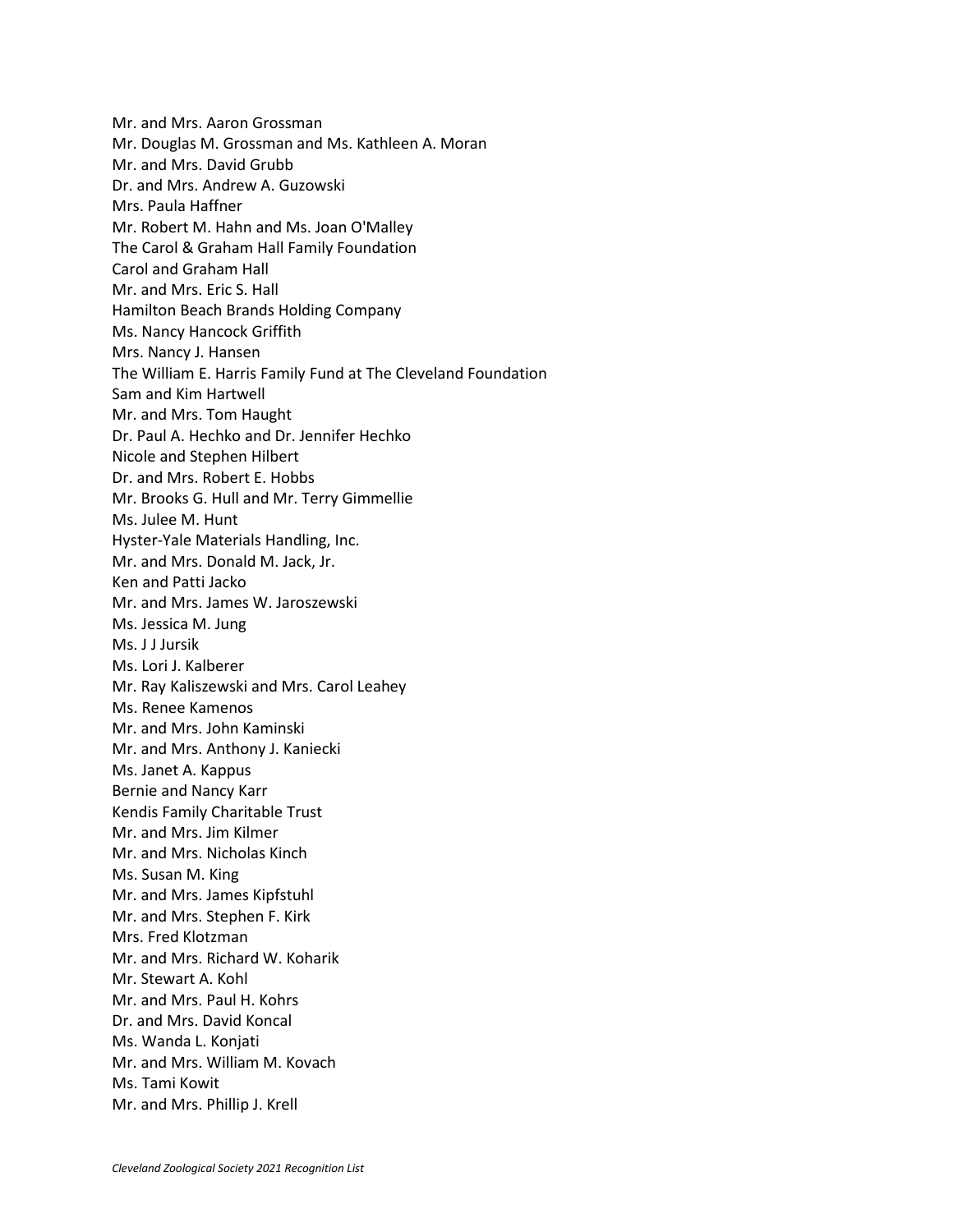Mr. and Mrs. Aaron Grossman
Mr. Douglas M. Grossman and Ms. Kathleen A. Moran
Mr. and Mrs. David Grubb
Dr. and Mrs. Andrew A. Guzowski
Mrs. Paula Haffner
Mr. Robert M. Hahn and Ms. Joan O'Malley
The Carol & Graham Hall Family Foundation
Carol and Graham Hall
Mr. and Mrs. Eric S. Hall
Hamilton Beach Brands Holding Company
Ms. Nancy Hancock Griffith
Mrs. Nancy J. Hansen
The William E. Harris Family Fund at The Cleveland Foundation
Sam and Kim Hartwell
Mr. and Mrs. Tom Haught
Dr. Paul A. Hechko and Dr. Jennifer Hechko
Nicole and Stephen Hilbert
Dr. and Mrs. Robert E. Hobbs
Mr. Brooks G. Hull and Mr. Terry Gimmellie
Ms. Julee M. Hunt
Hyster-Yale Materials Handling, Inc.
Mr. and Mrs. Donald M. Jack, Jr.
Ken and Patti Jacko
Mr. and Mrs. James W. Jaroszewski
Ms. Jessica M. Jung
Ms. J J Jursik
Ms. Lori J. Kalberer
Mr. Ray Kaliszewski and Mrs. Carol Leahey
Ms. Renee Kamenos
Mr. and Mrs. John Kaminski
Mr. and Mrs. Anthony J. Kaniecki
Ms. Janet A. Kappus
Bernie and Nancy Karr
Kendis Family Charitable Trust
Mr. and Mrs. Jim Kilmer
Mr. and Mrs. Nicholas Kinch
Ms. Susan M. King
Mr. and Mrs. James Kipfstuhl
Mr. and Mrs. Stephen F. Kirk
Mrs. Fred Klotzman
Mr. and Mrs. Richard W. Koharik
Mr. Stewart A. Kohl
Mr. and Mrs. Paul H. Kohrs
Dr. and Mrs. David Koncal
Ms. Wanda L. Konjati
Mr. and Mrs. William M. Kovach
Ms. Tami Kowit
Mr. and Mrs. Phillip J. Krell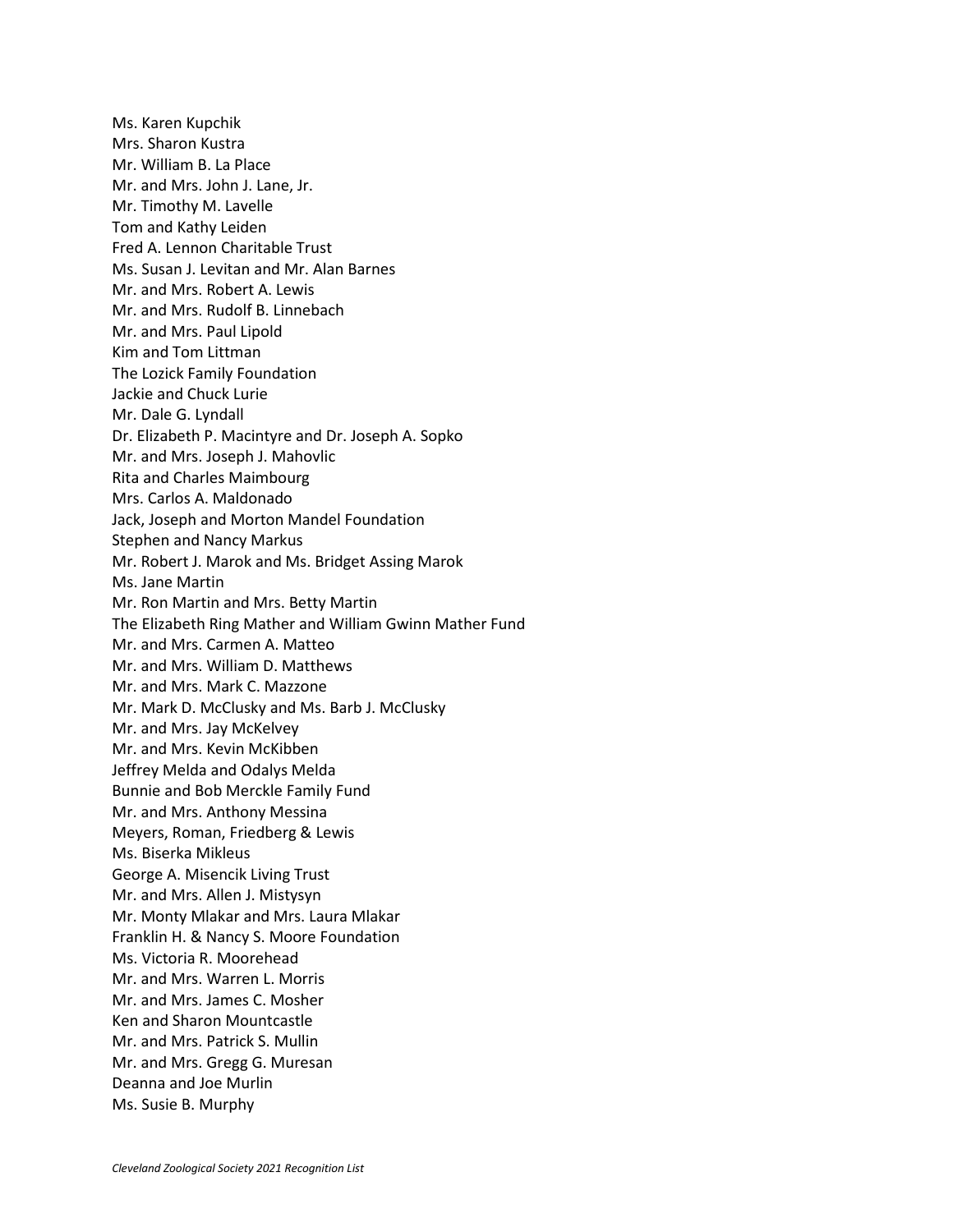Ms. Karen Kupchik
Mrs. Sharon Kustra
Mr. William B. La Place
Mr. and Mrs. John J. Lane, Jr.
Mr. Timothy M. Lavelle
Tom and Kathy Leiden
Fred A. Lennon Charitable Trust
Ms. Susan J. Levitan and Mr. Alan Barnes
Mr. and Mrs. Robert A. Lewis
Mr. and Mrs. Rudolf B. Linnebach
Mr. and Mrs. Paul Lipold
Kim and Tom Littman
The Lozick Family Foundation
Jackie and Chuck Lurie
Mr. Dale G. Lyndall
Dr. Elizabeth P. Macintyre and Dr. Joseph A. Sopko
Mr. and Mrs. Joseph J. Mahovlic
Rita and Charles Maimbourg
Mrs. Carlos A. Maldonado
Jack, Joseph and Morton Mandel Foundation
Stephen and Nancy Markus
Mr. Robert J. Marok and Ms. Bridget Assing Marok
Ms. Jane Martin
Mr. Ron Martin and Mrs. Betty Martin
The Elizabeth Ring Mather and William Gwinn Mather Fund
Mr. and Mrs. Carmen A. Matteo
Mr. and Mrs. William D. Matthews
Mr. and Mrs. Mark C. Mazzone
Mr. Mark D. McClusky and Ms. Barb J. McClusky
Mr. and Mrs. Jay McKelvey
Mr. and Mrs. Kevin McKibben
Jeffrey Melda and Odalys Melda
Bunnie and Bob Merckle Family Fund
Mr. and Mrs. Anthony Messina
Meyers, Roman, Friedberg & Lewis
Ms. Biserka Mikleus
George A. Misencik Living Trust
Mr. and Mrs. Allen J. Mistysyn
Mr. Monty Mlakar and Mrs. Laura Mlakar
Franklin H. & Nancy S. Moore Foundation
Ms. Victoria R. Moorehead
Mr. and Mrs. Warren L. Morris
Mr. and Mrs. James C. Mosher
Ken and Sharon Mountcastle
Mr. and Mrs. Patrick S. Mullin
Mr. and Mrs. Gregg G. Muresan
Deanna and Joe Murlin
Ms. Susie B. Murphy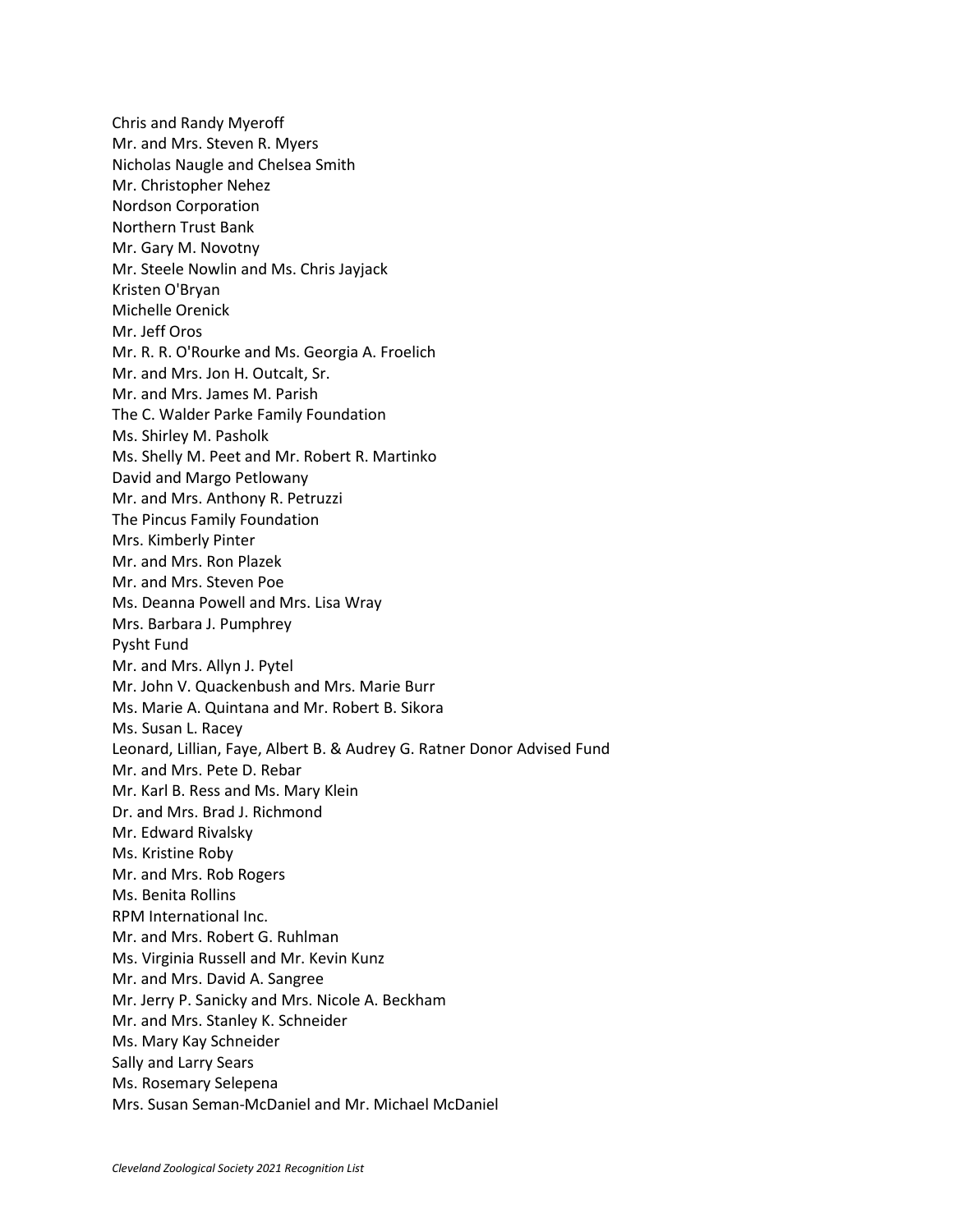Chris and Randy Myeroff
Mr. and Mrs. Steven R. Myers
Nicholas Naugle and Chelsea Smith
Mr. Christopher Nehez
Nordson Corporation
Northern Trust Bank
Mr. Gary M. Novotny
Mr. Steele Nowlin and Ms. Chris Jayjack
Kristen O'Bryan
Michelle Orenick
Mr. Jeff Oros
Mr. R. R. O'Rourke and Ms. Georgia A. Froelich
Mr. and Mrs. Jon H. Outcalt, Sr.
Mr. and Mrs. James M. Parish
The C. Walder Parke Family Foundation
Ms. Shirley M. Pasholk
Ms. Shelly M. Peet and Mr. Robert R. Martinko
David and Margo Petlowany
Mr. and Mrs. Anthony R. Petruzzi
The Pincus Family Foundation
Mrs. Kimberly Pinter
Mr. and Mrs. Ron Plazek
Mr. and Mrs. Steven Poe
Ms. Deanna Powell and Mrs. Lisa Wray
Mrs. Barbara J. Pumphrey
Pysht Fund
Mr. and Mrs. Allyn J. Pytel
Mr. John V. Quackenbush and Mrs. Marie Burr
Ms. Marie A. Quintana and Mr. Robert B. Sikora
Ms. Susan L. Racey
Leonard, Lillian, Faye, Albert B. & Audrey G. Ratner Donor Advised Fund
Mr. and Mrs. Pete D. Rebar
Mr. Karl B. Ress and Ms. Mary Klein
Dr. and Mrs. Brad J. Richmond
Mr. Edward Rivalsky
Ms. Kristine Roby
Mr. and Mrs. Rob Rogers
Ms. Benita Rollins
RPM International Inc.
Mr. and Mrs. Robert G. Ruhlman
Ms. Virginia Russell and Mr. Kevin Kunz
Mr. and Mrs. David A. Sangree
Mr. Jerry P. Sanicky and Mrs. Nicole A. Beckham
Mr. and Mrs. Stanley K. Schneider
Ms. Mary Kay Schneider
Sally and Larry Sears
Ms. Rosemary Selepena
Mrs. Susan Seman-McDaniel and Mr. Michael McDaniel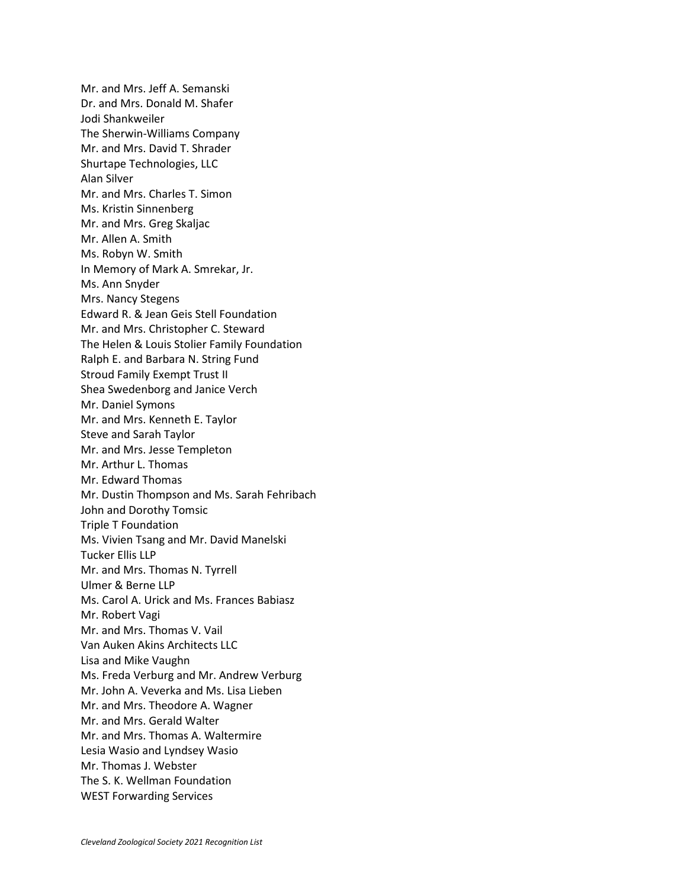Mr. and Mrs. Jeff A. Semanski
Dr. and Mrs. Donald M. Shafer
Jodi Shankweiler
The Sherwin-Williams Company
Mr. and Mrs. David T. Shrader
Shurtape Technologies, LLC
Alan Silver
Mr. and Mrs. Charles T. Simon
Ms. Kristin Sinnenberg
Mr. and Mrs. Greg Skaljac
Mr. Allen A. Smith
Ms. Robyn W. Smith
In Memory of Mark A. Smrekar, Jr.
Ms. Ann Snyder
Mrs. Nancy Stegens
Edward R. & Jean Geis Stell Foundation
Mr. and Mrs. Christopher C. Steward
The Helen & Louis Stolier Family Foundation
Ralph E. and Barbara N. String Fund
Stroud Family Exempt Trust II
Shea Swedenborg and Janice Verch
Mr. Daniel Symons
Mr. and Mrs. Kenneth E. Taylor
Steve and Sarah Taylor
Mr. and Mrs. Jesse Templeton
Mr. Arthur L. Thomas
Mr. Edward Thomas
Mr. Dustin Thompson and Ms. Sarah Fehribach
John and Dorothy Tomsic
Triple T Foundation
Ms. Vivien Tsang and Mr. David Manelski
Tucker Ellis LLP
Mr. and Mrs. Thomas N. Tyrrell
Ulmer & Berne LLP
Ms. Carol A. Urick and Ms. Frances Babiasz
Mr. Robert Vagi
Mr. and Mrs. Thomas V. Vail
Van Auken Akins Architects LLC
Lisa and Mike Vaughn
Ms. Freda Verburg and Mr. Andrew Verburg
Mr. John A. Veverka and Ms. Lisa Lieben
Mr. and Mrs. Theodore A. Wagner
Mr. and Mrs. Gerald Walter
Mr. and Mrs. Thomas A. Waltermire
Lesia Wasio and Lyndsey Wasio
Mr. Thomas J. Webster
The S. K. Wellman Foundation
WEST Forwarding Services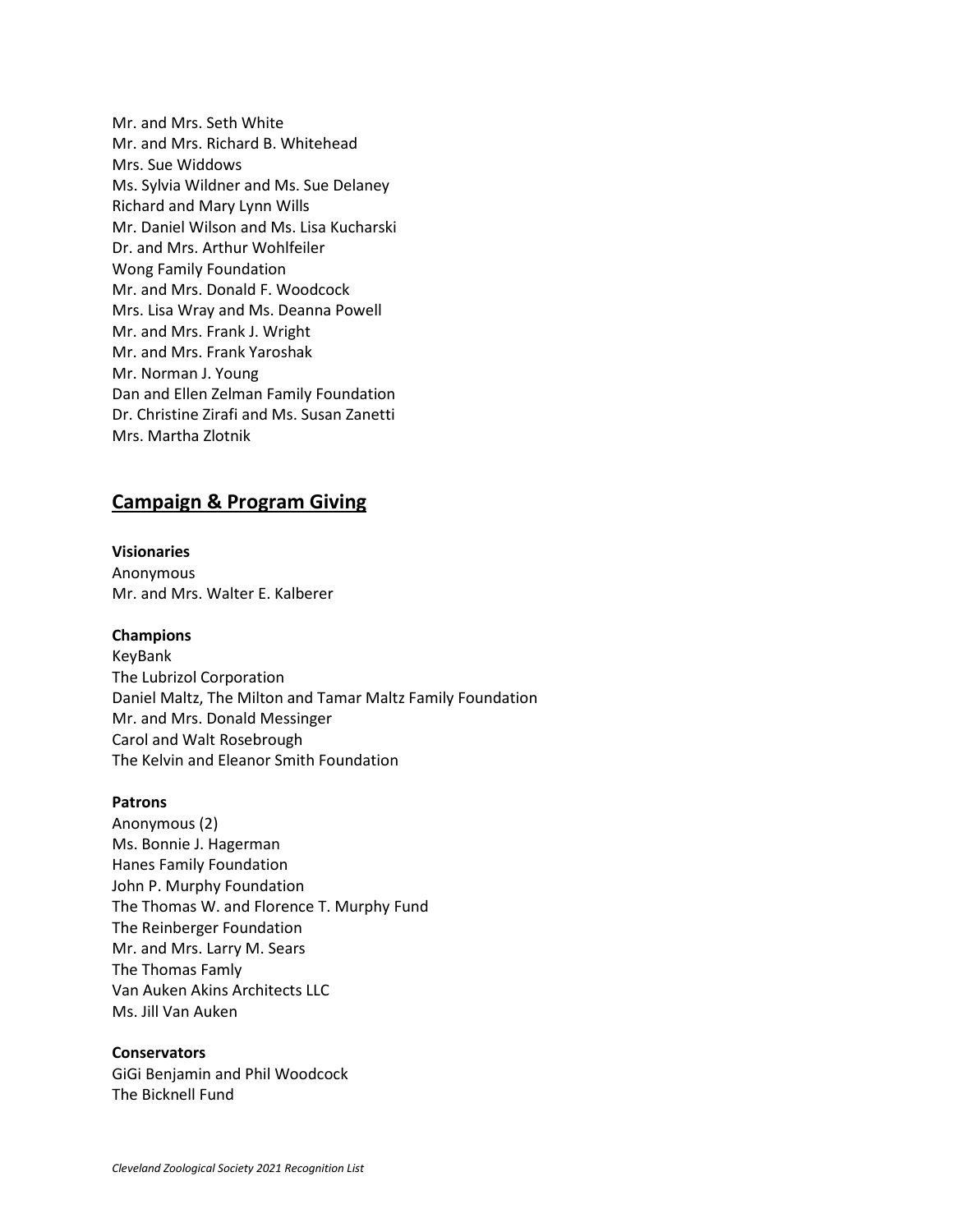Mr. and Mrs. Seth White
Mr. and Mrs. Richard B. Whitehead
Mrs. Sue Widdows
Ms. Sylvia Wildner and Ms. Sue Delaney
Richard and Mary Lynn Wills
Mr. Daniel Wilson and Ms. Lisa Kucharski
Dr. and Mrs. Arthur Wohlfeiler
Wong Family Foundation
Mr. and Mrs. Donald F. Woodcock
Mrs. Lisa Wray and Ms. Deanna Powell
Mr. and Mrs. Frank J. Wright
Mr. and Mrs. Frank Yaroshak
Mr. Norman J. Young
Dan and Ellen Zelman Family Foundation
Dr. Christine Zirafi and Ms. Susan Zanetti
Mrs. Martha Zlotnik

## Campaign & Program Giving

**Visionaries**
Anonymous
Mr. and Mrs. Walter E. Kalberer

**Champions**
KeyBank
The Lubrizol Corporation
Daniel Maltz, The Milton and Tamar Maltz Family Foundation
Mr. and Mrs. Donald Messinger
Carol and Walt Rosebrough
The Kelvin and Eleanor Smith Foundation

**Patrons**
Anonymous (2)
Ms. Bonnie J. Hagerman
Hanes Family Foundation
John P. Murphy Foundation
The Thomas W. and Florence T. Murphy Fund
The Reinberger Foundation
Mr. and Mrs. Larry M. Sears
The Thomas Famly
Van Auken Akins Architects LLC
Ms. Jill Van Auken

**Conservators**
GiGi Benjamin and Phil Woodcock
The Bicknell Fund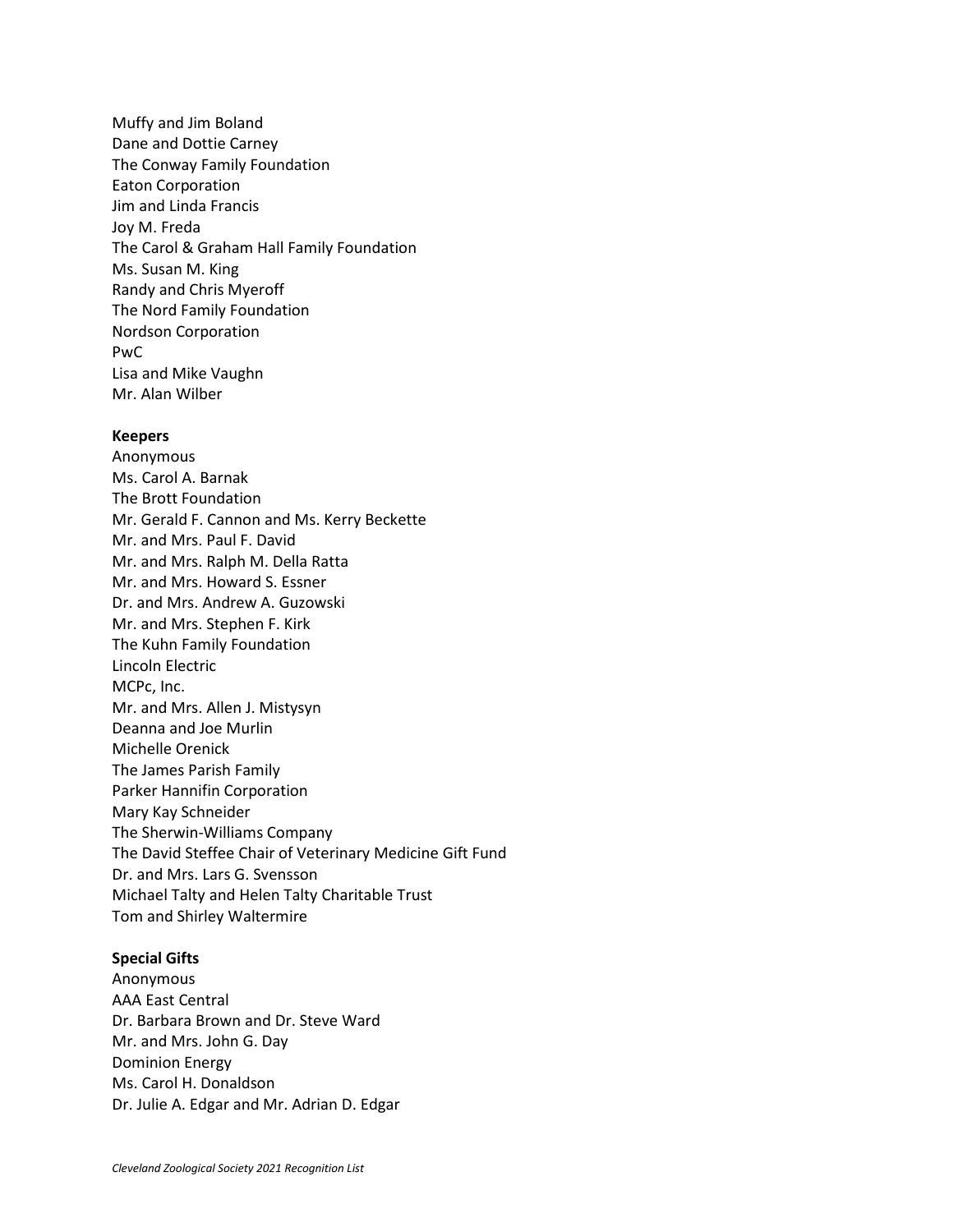Muffy and Jim Boland
Dane and Dottie Carney
The Conway Family Foundation
Eaton Corporation
Jim and Linda Francis
Joy M. Freda
The Carol & Graham Hall Family Foundation
Ms. Susan M. King
Randy and Chris Myeroff
The Nord Family Foundation
Nordson Corporation
PwC
Lisa and Mike Vaughn
Mr. Alan Wilber

**Keepers**
Anonymous
Ms. Carol A. Barnak
The Brott Foundation
Mr. Gerald F. Cannon and Ms. Kerry Beckette
Mr. and Mrs. Paul F. David
Mr. and Mrs. Ralph M. Della Ratta
Mr. and Mrs. Howard S. Essner
Dr. and Mrs. Andrew A. Guzowski
Mr. and Mrs. Stephen F. Kirk
The Kuhn Family Foundation
Lincoln Electric
MCPc, Inc.
Mr. and Mrs. Allen J. Mistysyn
Deanna and Joe Murlin
Michelle Orenick
The James Parish Family
Parker Hannifin Corporation
Mary Kay Schneider
The Sherwin-Williams Company
The David Steffee Chair of Veterinary Medicine Gift Fund
Dr. and Mrs. Lars G. Svensson
Michael Talty and Helen Talty Charitable Trust
Tom and Shirley Waltermire

**Special Gifts**
Anonymous
AAA East Central
Dr. Barbara Brown and Dr. Steve Ward
Mr. and Mrs. John G. Day
Dominion Energy
Ms. Carol H. Donaldson
Dr. Julie A. Edgar and Mr. Adrian D. Edgar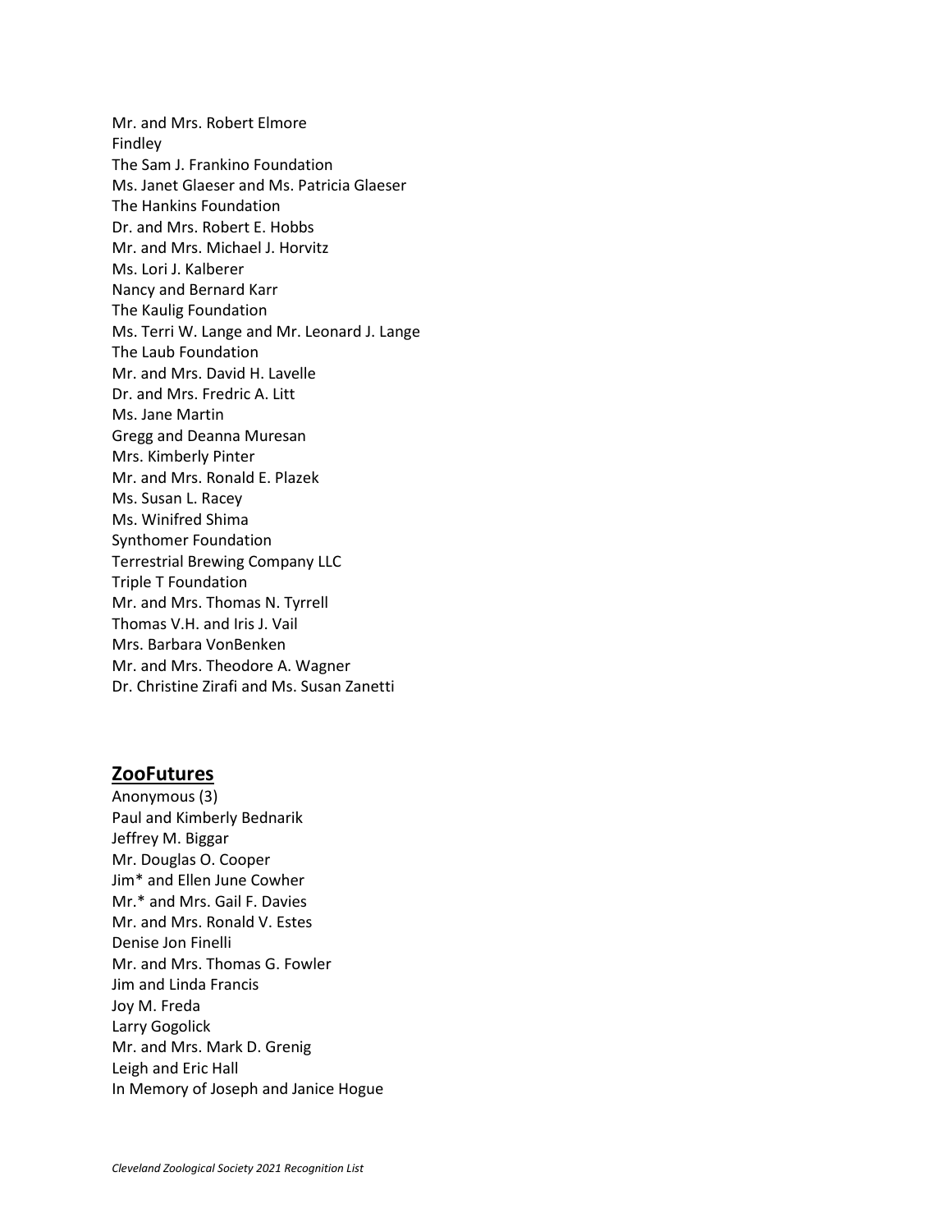Mr. and Mrs. Robert Elmore
Findley
The Sam J. Frankino Foundation
Ms. Janet Glaeser and Ms. Patricia Glaeser
The Hankins Foundation
Dr. and Mrs. Robert E. Hobbs
Mr. and Mrs. Michael J. Horvitz
Ms. Lori J. Kalberer
Nancy and Bernard Karr
The Kaulig Foundation
Ms. Terri W. Lange and Mr. Leonard J. Lange
The Laub Foundation
Mr. and Mrs. David H. Lavelle
Dr. and Mrs. Fredric A. Litt
Ms. Jane Martin
Gregg and Deanna Muresan
Mrs. Kimberly Pinter
Mr. and Mrs. Ronald E. Plazek
Ms. Susan L. Racey
Ms. Winifred Shima
Synthomer Foundation
Terrestrial Brewing Company LLC
Triple T Foundation
Mr. and Mrs. Thomas N. Tyrrell
Thomas V.H. and Iris J. Vail
Mrs. Barbara VonBenken
Mr. and Mrs. Theodore A. Wagner
Dr. Christine Zirafi and Ms. Susan Zanetti

## **ZooFutures**

Anonymous (3)
Paul and Kimberly Bednarik
Jeffrey M. Biggar
Mr. Douglas O. Cooper
Jim* and Ellen June Cowher
Mr.* and Mrs. Gail F. Davies
Mr. and Mrs. Ronald V. Estes
Denise Jon Finelli
Mr. and Mrs. Thomas G. Fowler
Jim and Linda Francis
Joy M. Freda
Larry Gogolick
Mr. and Mrs. Mark D. Grenig
Leigh and Eric Hall
In Memory of Joseph and Janice Hogue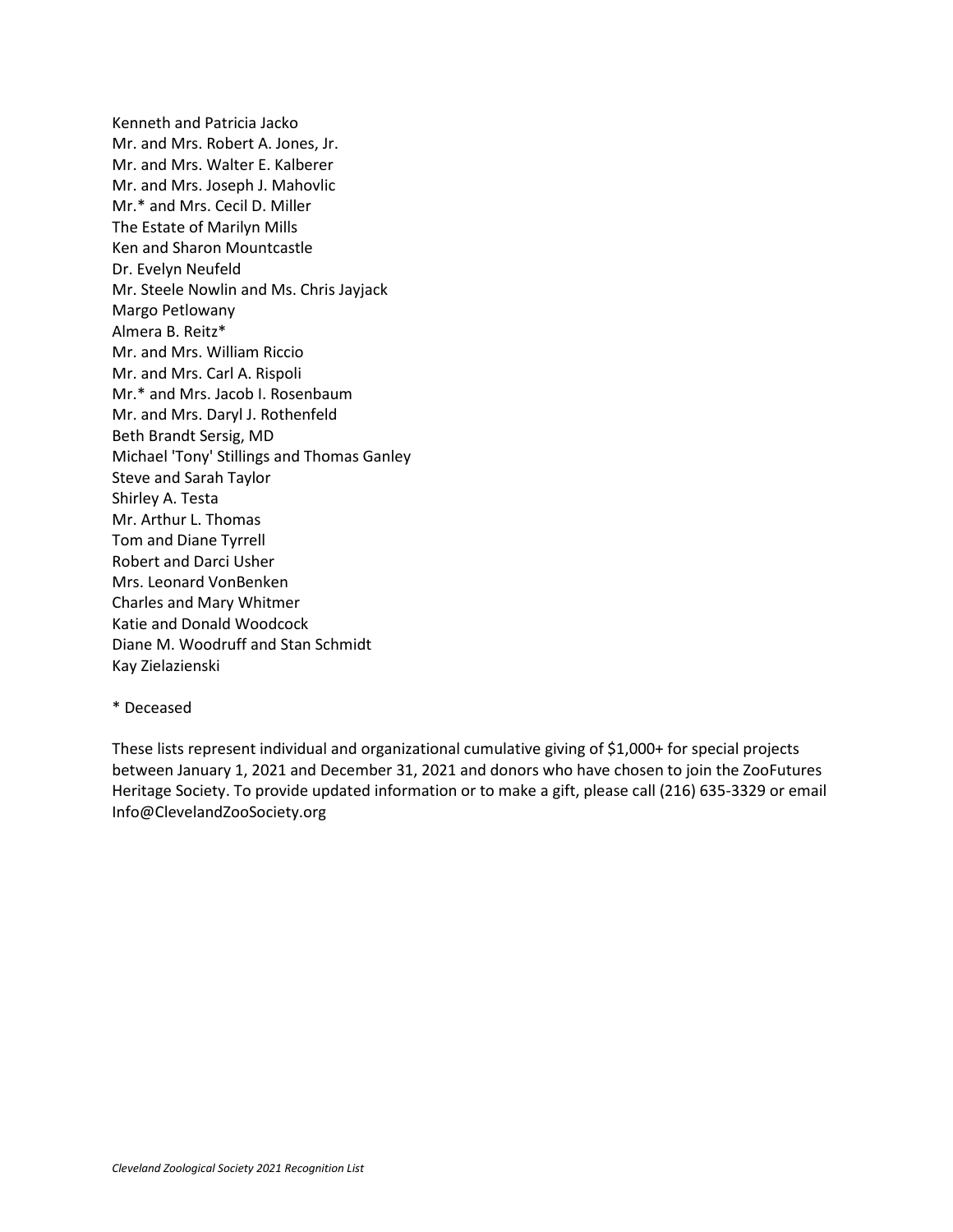Kenneth and Patricia Jacko
Mr. and Mrs. Robert A. Jones, Jr.
Mr. and Mrs. Walter E. Kalberer
Mr. and Mrs. Joseph J. Mahovlic
Mr.* and Mrs. Cecil D. Miller
The Estate of Marilyn Mills
Ken and Sharon Mountcastle
Dr. Evelyn Neufeld
Mr. Steele Nowlin and Ms. Chris Jayjack
Margo Petlowany
Almera B. Reitz*
Mr. and Mrs. William Riccio
Mr. and Mrs. Carl A. Rispoli
Mr.* and Mrs. Jacob I. Rosenbaum
Mr. and Mrs. Daryl J. Rothenfeld
Beth Brandt Sersig, MD
Michael 'Tony' Stillings and Thomas Ganley
Steve and Sarah Taylor
Shirley A. Testa
Mr. Arthur L. Thomas
Tom and Diane Tyrrell
Robert and Darci Usher
Mrs. Leonard VonBenken
Charles and Mary Whitmer
Katie and Donald Woodcock
Diane M. Woodruff and Stan Schmidt
Kay Zielazienski

* Deceased

These lists represent individual and organizational cumulative giving of $1,000+ for special projects between January 1, 2021 and December 31, 2021 and donors who have chosen to join the ZooFutures Heritage Society. To provide updated information or to make a gift, please call (216) 635-3329 or email Info@ClevelandZooSociety.org